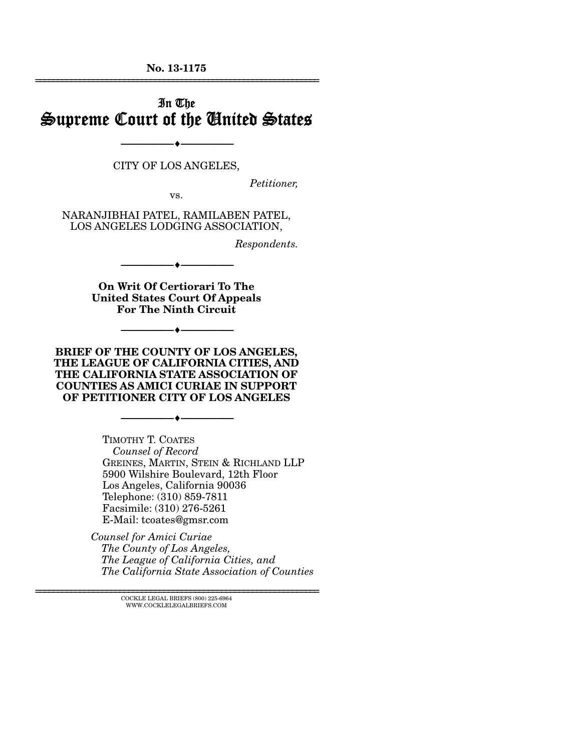**No. 13-1175**

---

# In The Supreme Court of the United States

---

CITY OF LOS ANGELES,

*Petitioner,*

vs.

NARANJIBHAI PATEL, RAMILABEN PATEL, LOS ANGELES LODGING ASSOCIATION,

*Respondents.*

---

**On Writ Of Certiorari To The United States Court Of Appeals For The Ninth Circuit**

---

**BRIEF OF THE COUNTY OF LOS ANGELES, THE LEAGUE OF CALIFORNIA CITIES, AND THE CALIFORNIA STATE ASSOCIATION OF COUNTIES AS AMICI CURIAE IN SUPPORT OF PETITIONER CITY OF LOS ANGELES**

---

TIMOTHY T. COATES
*Counsel of Record*
GREINES, MARTIN, STEIN & RICHLAND LLP
5900 Wilshire Boulevard, 12th Floor
Los Angeles, California 90036
Telephone: (310) 859-7811
Facsimile: (310) 276-5261
E-Mail: tcoates@gmsr.com

*Counsel for Amici Curiae*
*The County of Los Angeles,*
*The League of California Cities, and*
*The California State Association of Counties*

---

COCKLE LEGAL BRIEFS (800) 225-6964
WWW.COCKLELEGALBRIEFS.COM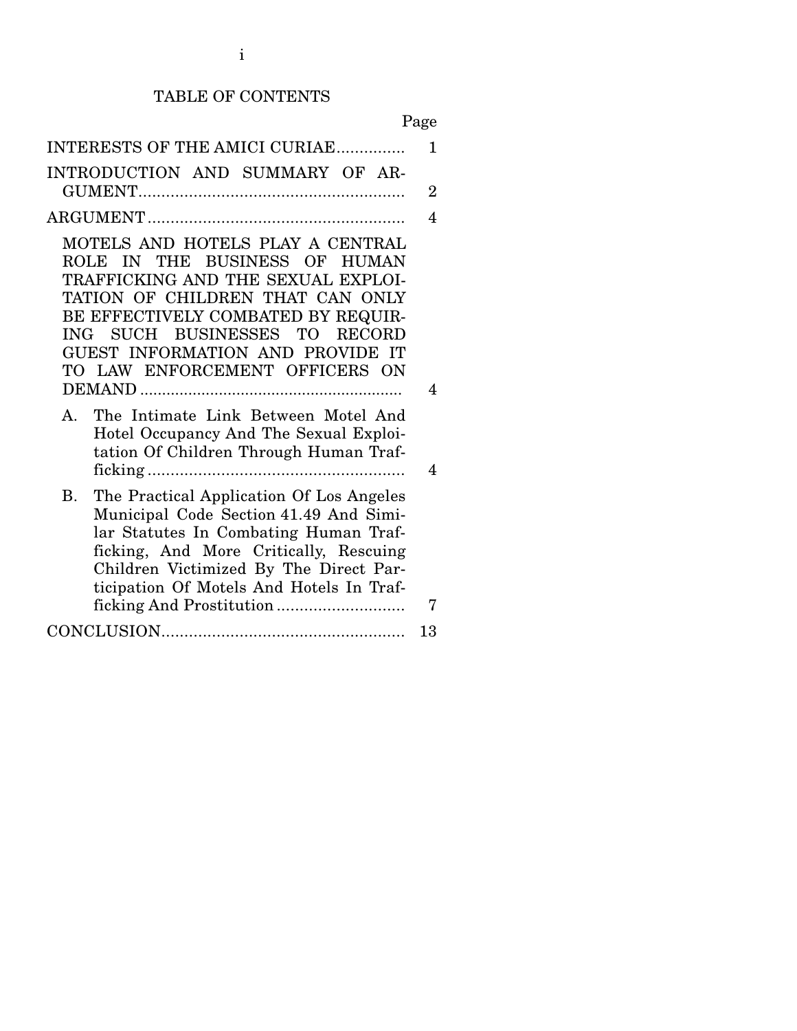# TABLE OF CONTENTS

| | Page |
|---|---|
| INTERESTS OF THE AMICI CURIAE | 1 |
| INTRODUCTION AND SUMMARY OF ARGUMENT | 2 |
| ARGUMENT | 4 |
| MOTELS AND HOTELS PLAY A CENTRAL ROLE IN THE BUSINESS OF HUMAN TRAFFICKING AND THE SEXUAL EXPLOITATION OF CHILDREN THAT CAN ONLY BE EFFECTIVELY COMBATED BY REQUIRING SUCH BUSINESSES TO RECORD GUEST INFORMATION AND PROVIDE IT TO LAW ENFORCEMENT OFFICERS ON DEMAND | 4 |
| A. The Intimate Link Between Motel And Hotel Occupancy And The Sexual Exploitation Of Children Through Human Trafficking | 4 |
| B. The Practical Application Of Los Angeles Municipal Code Section 41.49 And Similar Statutes In Combating Human Trafficking, And More Critically, Rescuing Children Victimized By The Direct Participation Of Motels And Hotels In Trafficking And Prostitution | 7 |
| CONCLUSION | 13 |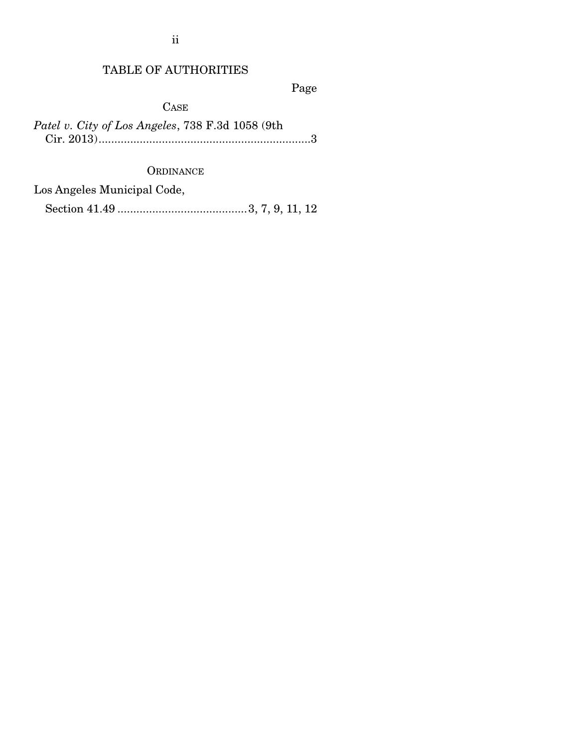# TABLE OF AUTHORITIES

Page

## CASE

*Patel v. City of Los Angeles*, 738 F.3d 1058 (9th Cir. 2013)....................................................................3

## ORDINANCE

Los Angeles Municipal Code,

Section 41.49 ........................................3, 7, 9, 11, 12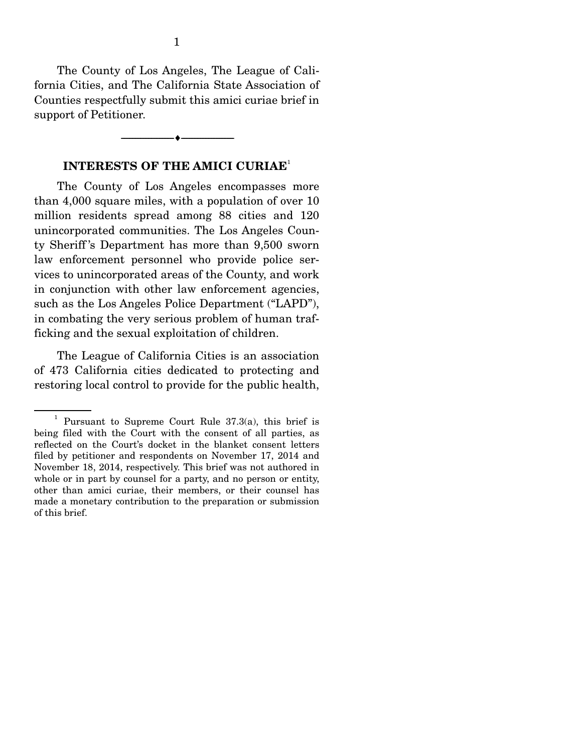The County of Los Angeles, The League of California Cities, and The California State Association of Counties respectfully submit this amici curiae brief in support of Petitioner.

---

## INTERESTS OF THE AMICI CURIAE[1]

The County of Los Angeles encompasses more than 4,000 square miles, with a population of over 10 million residents spread among 88 cities and 120 unincorporated communities. The Los Angeles County Sheriff's Department has more than 9,500 sworn law enforcement personnel who provide police services to unincorporated areas of the County, and work in conjunction with other law enforcement agencies, such as the Los Angeles Police Department ("LAPD"), in combating the very serious problem of human trafficking and the sexual exploitation of children.

The League of California Cities is an association of 473 California cities dedicated to protecting and restoring local control to provide for the public health,

---

[1] Pursuant to Supreme Court Rule 37.3(a), this brief is being filed with the Court with the consent of all parties, as reflected on the Court's docket in the blanket consent letters filed by petitioner and respondents on November 17, 2014 and November 18, 2014, respectively. This brief was not authored in whole or in part by counsel for a party, and no person or entity, other than amici curiae, their members, or their counsel has made a monetary contribution to the preparation or submission of this brief.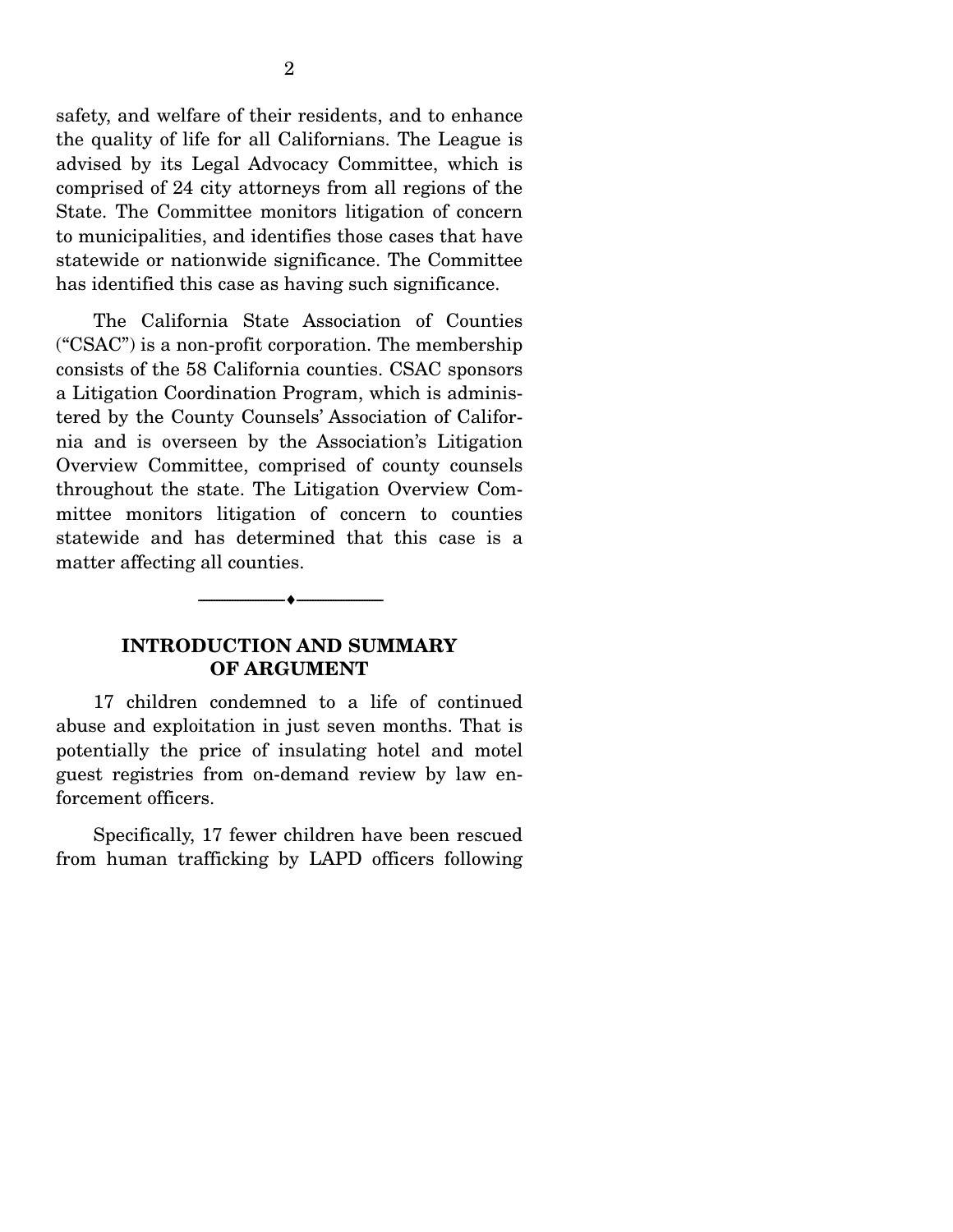safety, and welfare of their residents, and to enhance the quality of life for all Californians. The League is advised by its Legal Advocacy Committee, which is comprised of 24 city attorneys from all regions of the State. The Committee monitors litigation of concern to municipalities, and identifies those cases that have statewide or nationwide significance. The Committee has identified this case as having such significance.

The California State Association of Counties ("CSAC") is a non-profit corporation. The membership consists of the 58 California counties. CSAC sponsors a Litigation Coordination Program, which is administered by the County Counsels' Association of California and is overseen by the Association's Litigation Overview Committee, comprised of county counsels throughout the state. The Litigation Overview Committee monitors litigation of concern to counties statewide and has determined that this case is a matter affecting all counties.

---

## INTRODUCTION AND SUMMARY OF ARGUMENT

17 children condemned to a life of continued abuse and exploitation in just seven months. That is potentially the price of insulating hotel and motel guest registries from on-demand review by law enforcement officers.

Specifically, 17 fewer children have been rescued from human trafficking by LAPD officers following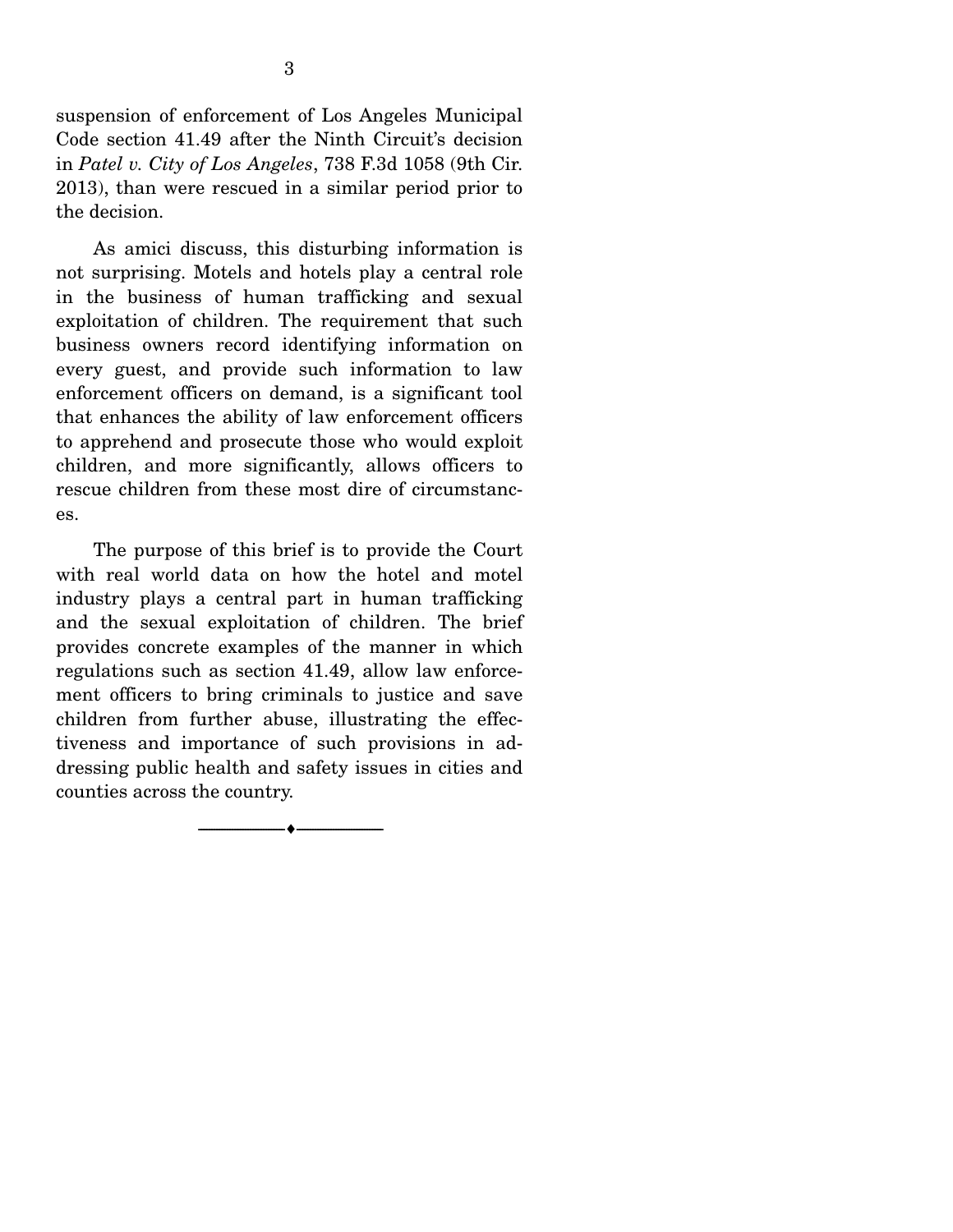suspension of enforcement of Los Angeles Municipal Code section 41.49 after the Ninth Circuit's decision in *Patel v. City of Los Angeles*, 738 F.3d 1058 (9th Cir. 2013), than were rescued in a similar period prior to the decision.

As amici discuss, this disturbing information is not surprising. Motels and hotels play a central role in the business of human trafficking and sexual exploitation of children. The requirement that such business owners record identifying information on every guest, and provide such information to law enforcement officers on demand, is a significant tool that enhances the ability of law enforcement officers to apprehend and prosecute those who would exploit children, and more significantly, allows officers to rescue children from these most dire of circumstances.

The purpose of this brief is to provide the Court with real world data on how the hotel and motel industry plays a central part in human trafficking and the sexual exploitation of children. The brief provides concrete examples of the manner in which regulations such as section 41.49, allow law enforcement officers to bring criminals to justice and save children from further abuse, illustrating the effectiveness and importance of such provisions in addressing public health and safety issues in cities and counties across the country.

---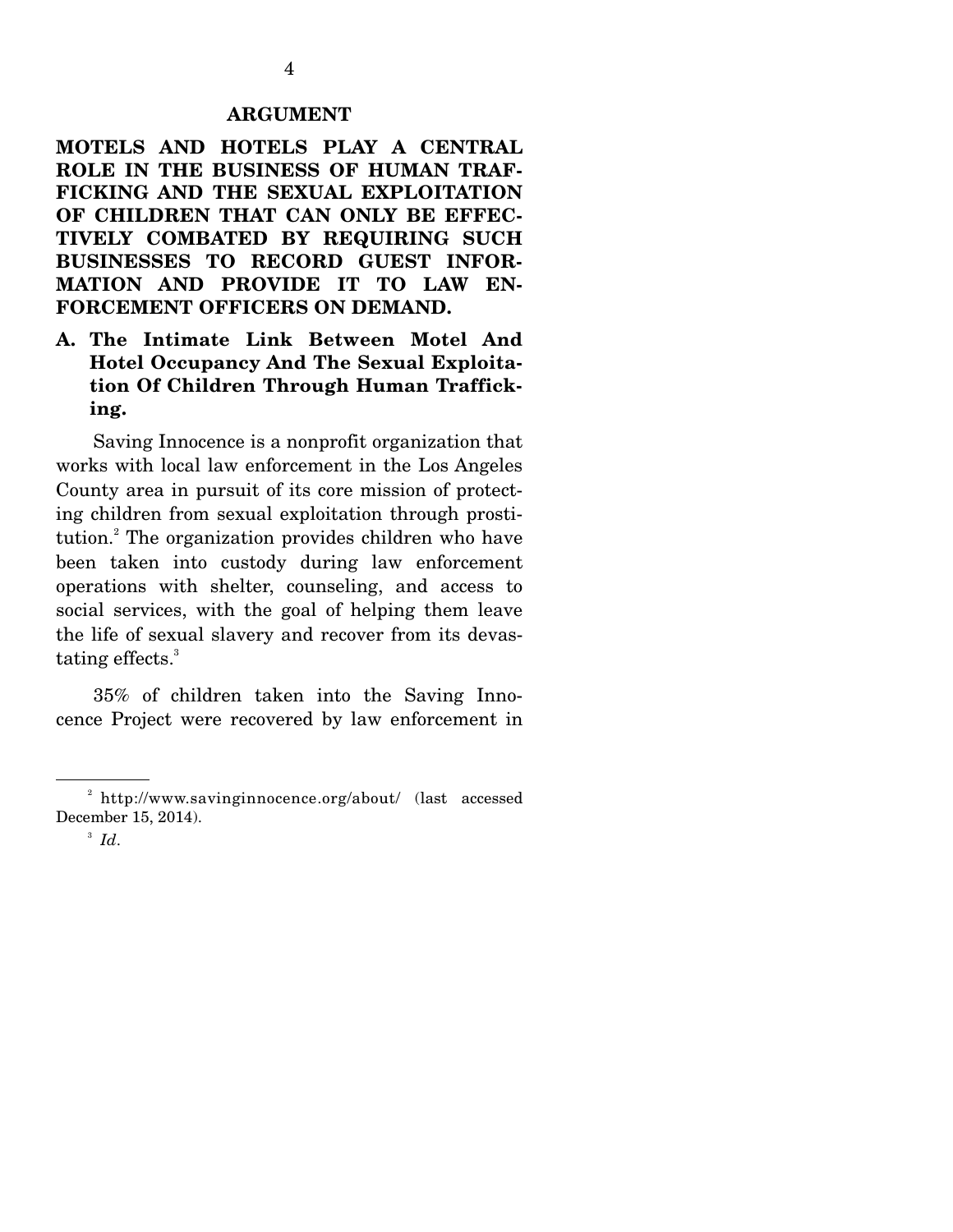## ARGUMENT

**MOTELS AND HOTELS PLAY A CENTRAL ROLE IN THE BUSINESS OF HUMAN TRAFFICKING AND THE SEXUAL EXPLOITATION OF CHILDREN THAT CAN ONLY BE EFFECTIVELY COMBATED BY REQUIRING SUCH BUSINESSES TO RECORD GUEST INFORMATION AND PROVIDE IT TO LAW ENFORCEMENT OFFICERS ON DEMAND.**

### A. The Intimate Link Between Motel And Hotel Occupancy And The Sexual Exploitation Of Children Through Human Trafficking.

Saving Innocence is a nonprofit organization that works with local law enforcement in the Los Angeles County area in pursuit of its core mission of protecting children from sexual exploitation through prostitution.[2] The organization provides children who have been taken into custody during law enforcement operations with shelter, counseling, and access to social services, with the goal of helping them leave the life of sexual slavery and recover from its devastating effects.[3]

35% of children taken into the Saving Innocence Project were recovered by law enforcement in

---

[2] http://www.savinginnocence.org/about/ (last accessed December 15, 2014).

[3] *Id*.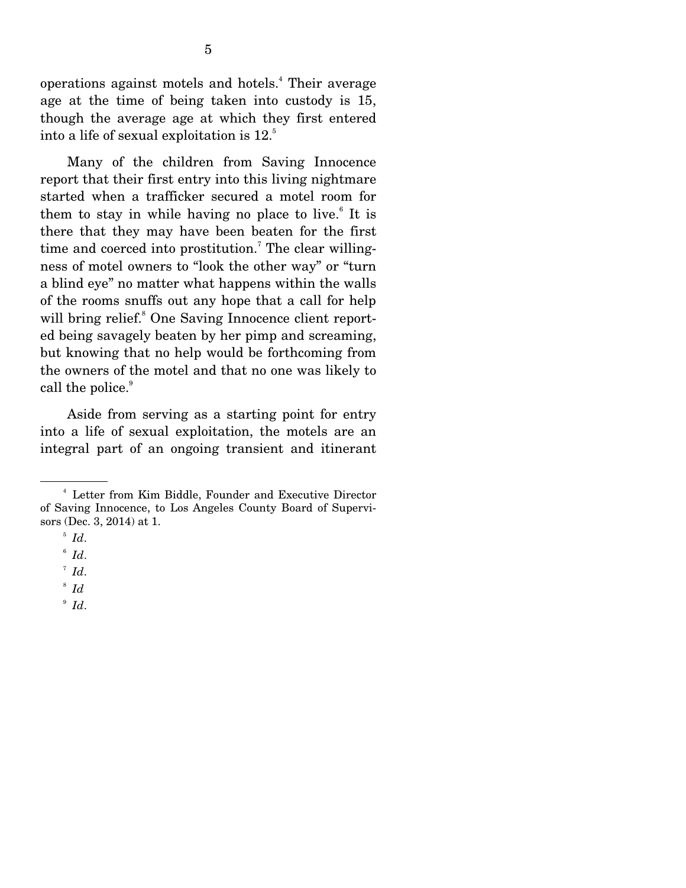operations against motels and hotels.[4] Their average age at the time of being taken into custody is 15, though the average age at which they first entered into a life of sexual exploitation is 12.[5]

Many of the children from Saving Innocence report that their first entry into this living nightmare started when a trafficker secured a motel room for them to stay in while having no place to live.[6] It is there that they may have been beaten for the first time and coerced into prostitution.[7] The clear willingness of motel owners to "look the other way" or "turn a blind eye" no matter what happens within the walls of the rooms snuffs out any hope that a call for help will bring relief.[8] One Saving Innocence client reported being savagely beaten by her pimp and screaming, but knowing that no help would be forthcoming from the owners of the motel and that no one was likely to call the police.[9]

Aside from serving as a starting point for entry into a life of sexual exploitation, the motels are an integral part of an ongoing transient and itinerant

---

[4] Letter from Kim Biddle, Founder and Executive Director of Saving Innocence, to Los Angeles County Board of Supervisors (Dec. 3, 2014) at 1.

[5] *Id*.

[6] *Id*.

[7] *Id*.

[8] *Id*

[9] *Id*.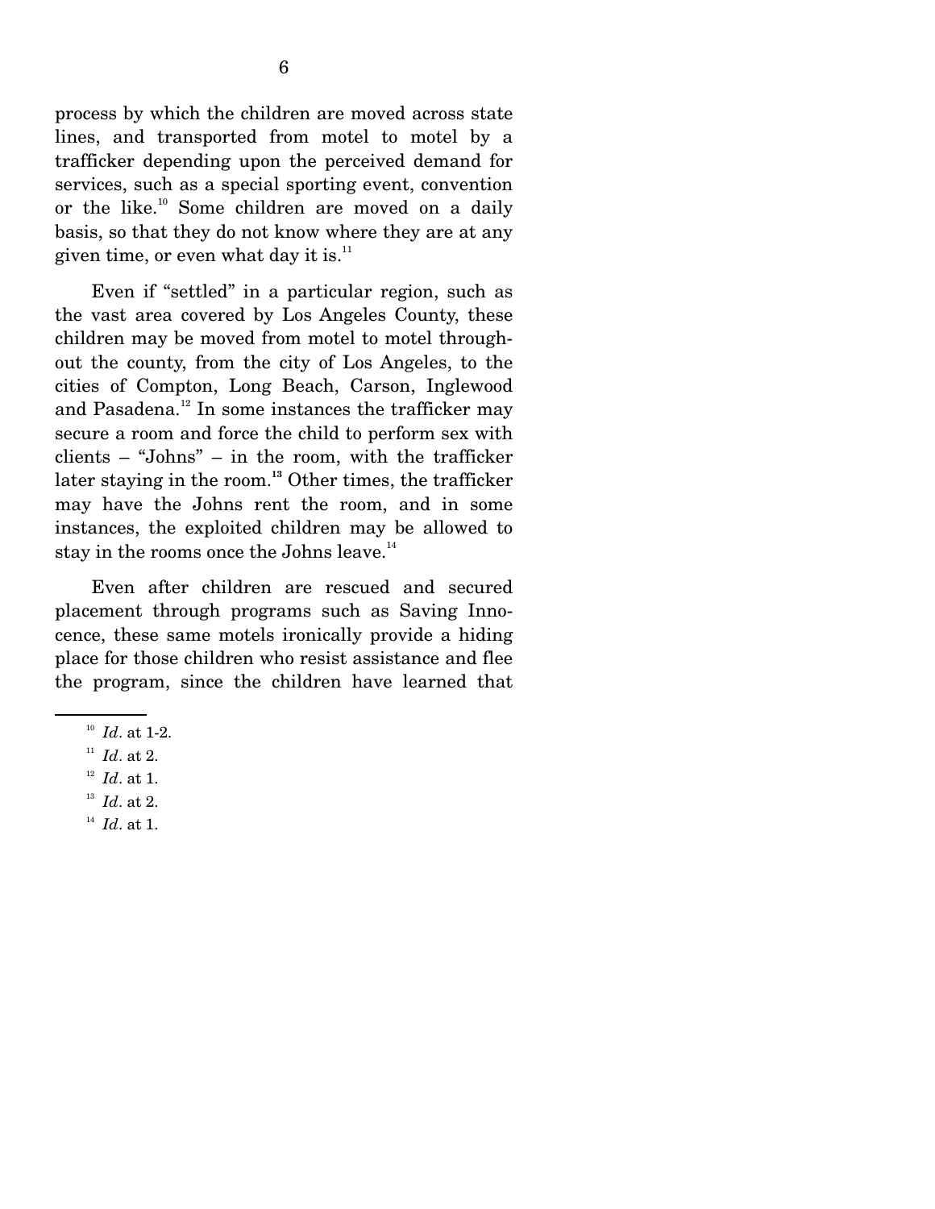process by which the children are moved across state lines, and transported from motel to motel by a trafficker depending upon the perceived demand for services, such as a special sporting event, convention or the like.[10] Some children are moved on a daily basis, so that they do not know where they are at any given time, or even what day it is.[11]

Even if "settled" in a particular region, such as the vast area covered by Los Angeles County, these children may be moved from motel to motel throughout the county, from the city of Los Angeles, to the cities of Compton, Long Beach, Carson, Inglewood and Pasadena.[12] In some instances the trafficker may secure a room and force the child to perform sex with clients – "Johns" – in the room, with the trafficker later staying in the room.[13] Other times, the trafficker may have the Johns rent the room, and in some instances, the exploited children may be allowed to stay in the rooms once the Johns leave.[14]

Even after children are rescued and secured placement through programs such as Saving Innocence, these same motels ironically provide a hiding place for those children who resist assistance and flee the program, since the children have learned that

---

[10] *Id*. at 1-2.

[11] *Id*. at 2.

[12] *Id*. at 1.

[13] *Id*. at 2.

[14] *Id*. at 1.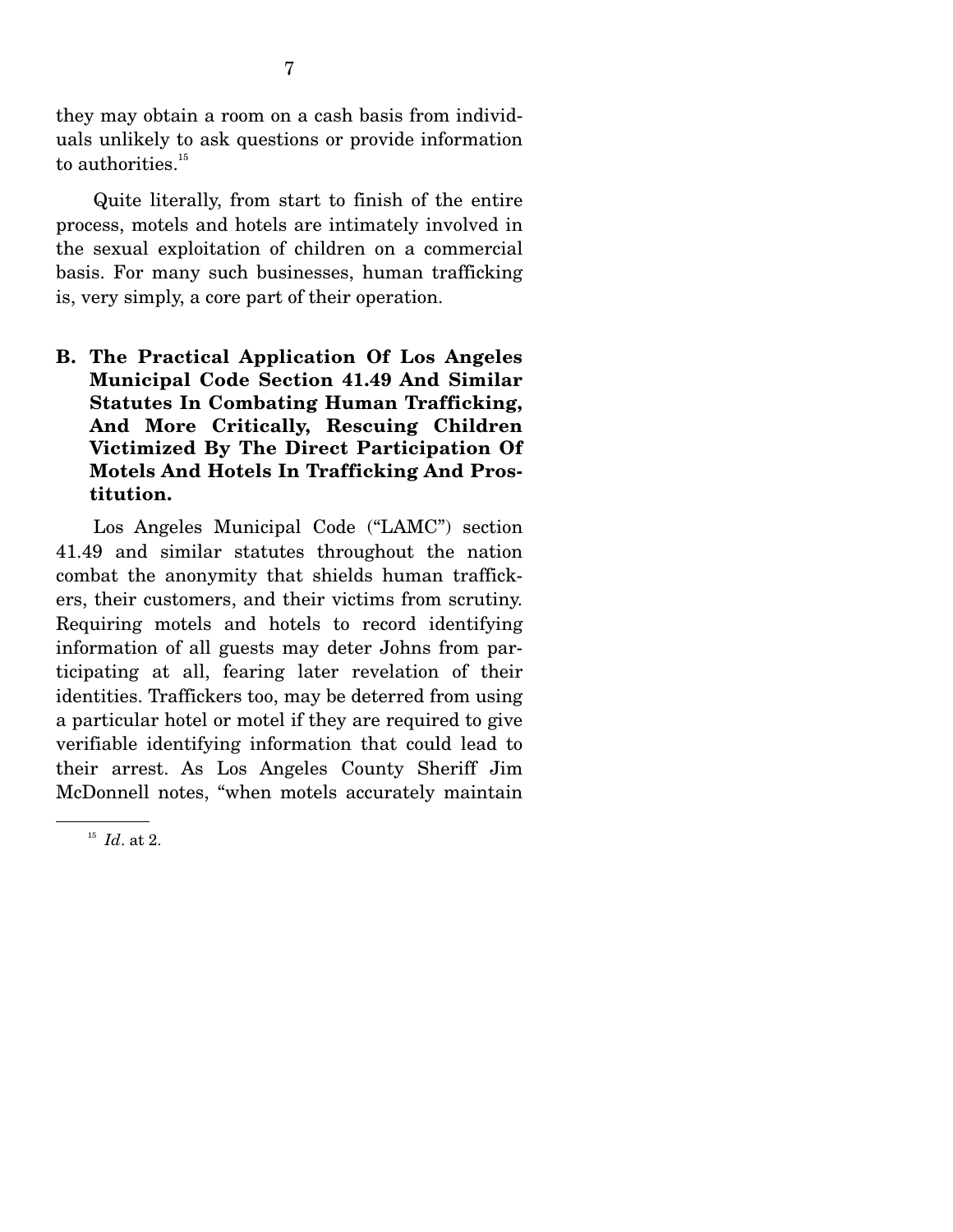they may obtain a room on a cash basis from individuals unlikely to ask questions or provide information to authorities.[15]

Quite literally, from start to finish of the entire process, motels and hotels are intimately involved in the sexual exploitation of children on a commercial basis. For many such businesses, human trafficking is, very simply, a core part of their operation.

## B. The Practical Application Of Los Angeles Municipal Code Section 41.49 And Similar Statutes In Combating Human Trafficking, And More Critically, Rescuing Children Victimized By The Direct Participation Of Motels And Hotels In Trafficking And Prostitution.

Los Angeles Municipal Code ("LAMC") section 41.49 and similar statutes throughout the nation combat the anonymity that shields human traffickers, their customers, and their victims from scrutiny. Requiring motels and hotels to record identifying information of all guests may deter Johns from participating at all, fearing later revelation of their identities. Traffickers too, may be deterred from using a particular hotel or motel if they are required to give verifiable identifying information that could lead to their arrest. As Los Angeles County Sheriff Jim McDonnell notes, "when motels accurately maintain

[15] *Id*. at 2.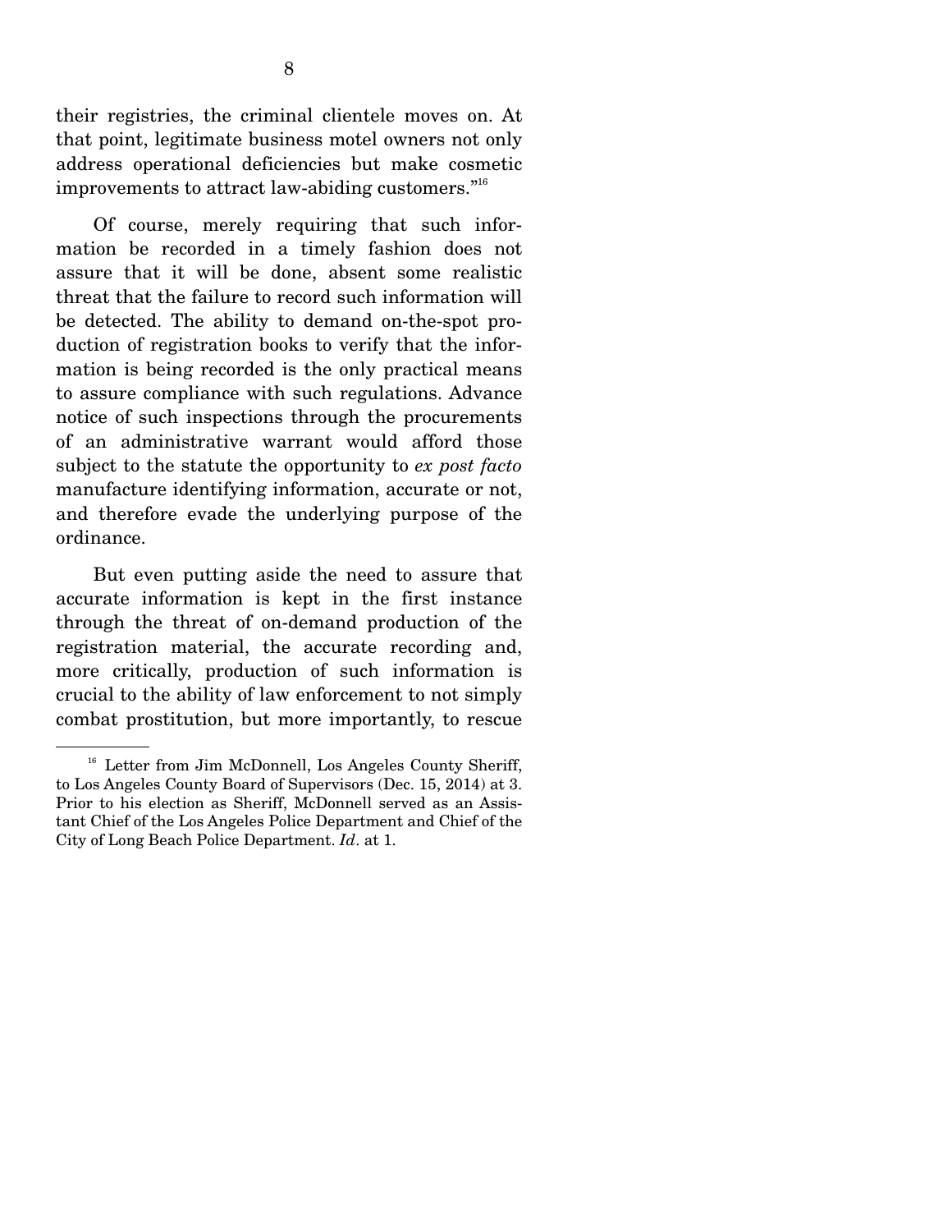their registries, the criminal clientele moves on. At that point, legitimate business motel owners not only address operational deficiencies but make cosmetic improvements to attract law-abiding customers."[16]

Of course, merely requiring that such information be recorded in a timely fashion does not assure that it will be done, absent some realistic threat that the failure to record such information will be detected. The ability to demand on-the-spot production of registration books to verify that the information is being recorded is the only practical means to assure compliance with such regulations. Advance notice of such inspections through the procurements of an administrative warrant would afford those subject to the statute the opportunity to *ex post facto* manufacture identifying information, accurate or not, and therefore evade the underlying purpose of the ordinance.

But even putting aside the need to assure that accurate information is kept in the first instance through the threat of on-demand production of the registration material, the accurate recording and, more critically, production of such information is crucial to the ability of law enforcement to not simply combat prostitution, but more importantly, to rescue

---

[16] Letter from Jim McDonnell, Los Angeles County Sheriff, to Los Angeles County Board of Supervisors (Dec. 15, 2014) at 3. Prior to his election as Sheriff, McDonnell served as an Assistant Chief of the Los Angeles Police Department and Chief of the City of Long Beach Police Department. *Id*. at 1.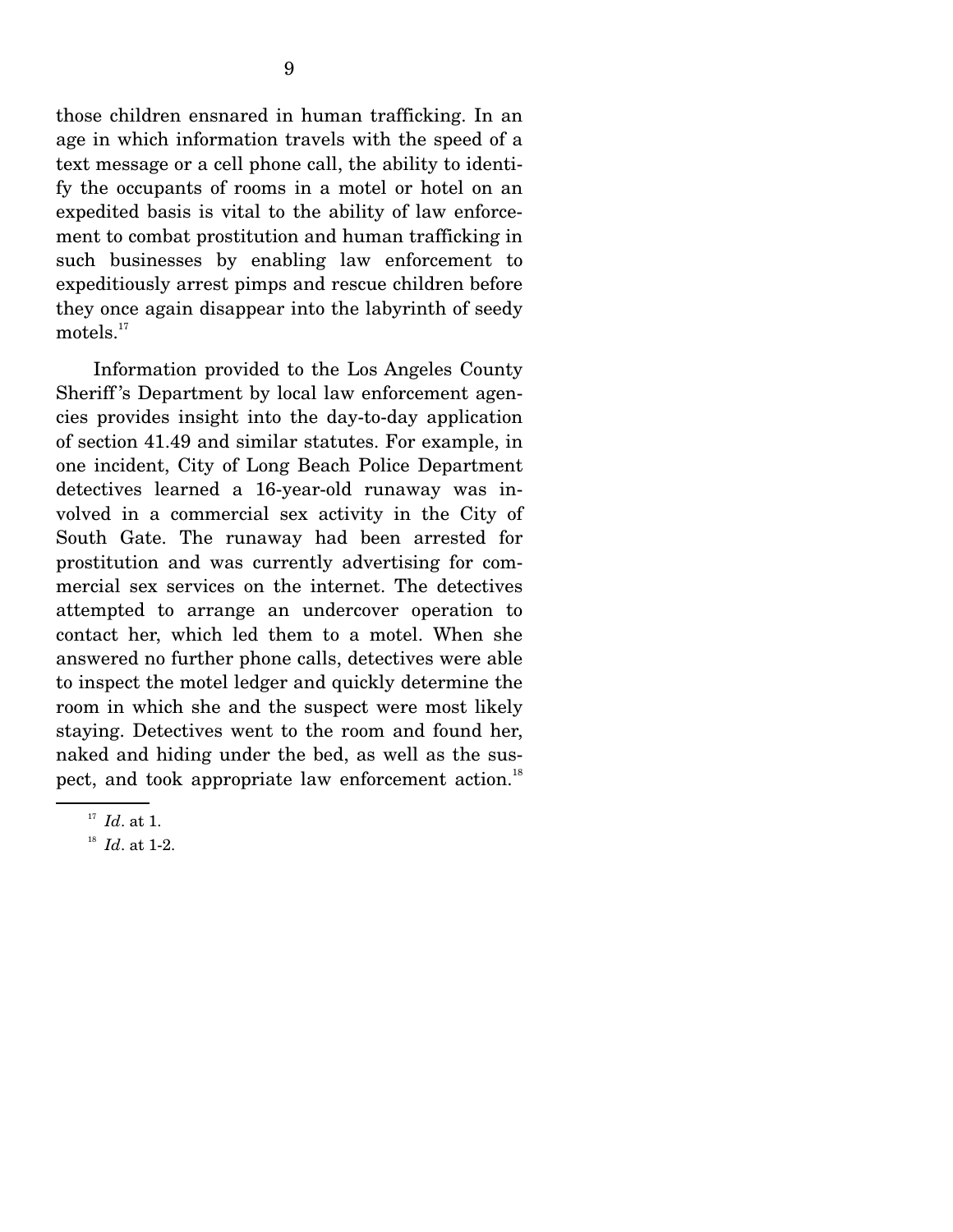those children ensnared in human trafficking. In an age in which information travels with the speed of a text message or a cell phone call, the ability to identify the occupants of rooms in a motel or hotel on an expedited basis is vital to the ability of law enforcement to combat prostitution and human trafficking in such businesses by enabling law enforcement to expeditiously arrest pimps and rescue children before they once again disappear into the labyrinth of seedy motels.[17]

Information provided to the Los Angeles County Sheriff's Department by local law enforcement agencies provides insight into the day-to-day application of section 41.49 and similar statutes. For example, in one incident, City of Long Beach Police Department detectives learned a 16-year-old runaway was involved in a commercial sex activity in the City of South Gate. The runaway had been arrested for prostitution and was currently advertising for commercial sex services on the internet. The detectives attempted to arrange an undercover operation to contact her, which led them to a motel. When she answered no further phone calls, detectives were able to inspect the motel ledger and quickly determine the room in which she and the suspect were most likely staying. Detectives went to the room and found her, naked and hiding under the bed, as well as the suspect, and took appropriate law enforcement action.[18]

---

[17] *Id*. at 1.

[18] *Id*. at 1-2.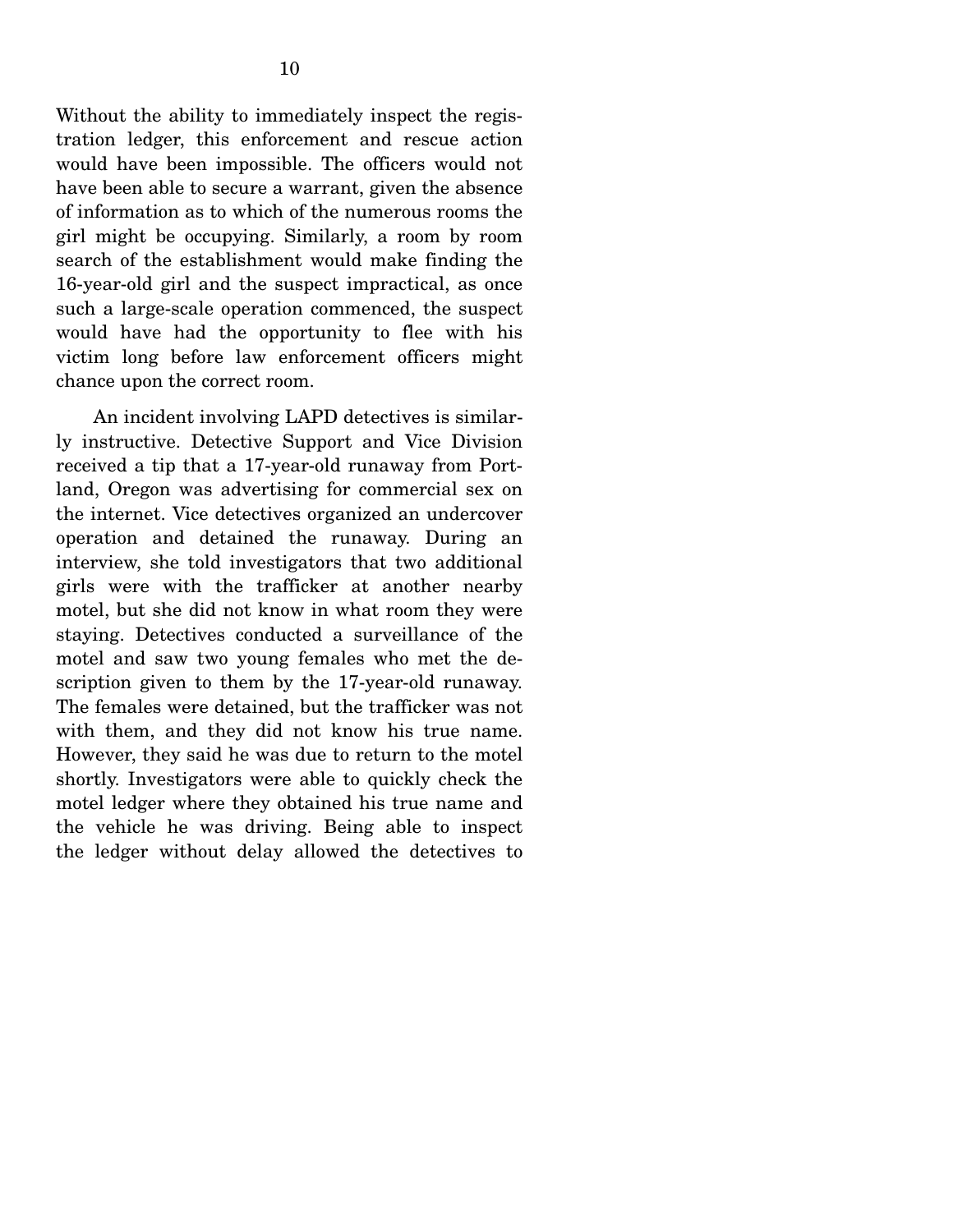Without the ability to immediately inspect the registration ledger, this enforcement and rescue action would have been impossible. The officers would not have been able to secure a warrant, given the absence of information as to which of the numerous rooms the girl might be occupying. Similarly, a room by room search of the establishment would make finding the 16-year-old girl and the suspect impractical, as once such a large-scale operation commenced, the suspect would have had the opportunity to flee with his victim long before law enforcement officers might chance upon the correct room.

An incident involving LAPD detectives is similarly instructive. Detective Support and Vice Division received a tip that a 17-year-old runaway from Portland, Oregon was advertising for commercial sex on the internet. Vice detectives organized an undercover operation and detained the runaway. During an interview, she told investigators that two additional girls were with the trafficker at another nearby motel, but she did not know in what room they were staying. Detectives conducted a surveillance of the motel and saw two young females who met the description given to them by the 17-year-old runaway. The females were detained, but the trafficker was not with them, and they did not know his true name. However, they said he was due to return to the motel shortly. Investigators were able to quickly check the motel ledger where they obtained his true name and the vehicle he was driving. Being able to inspect the ledger without delay allowed the detectives to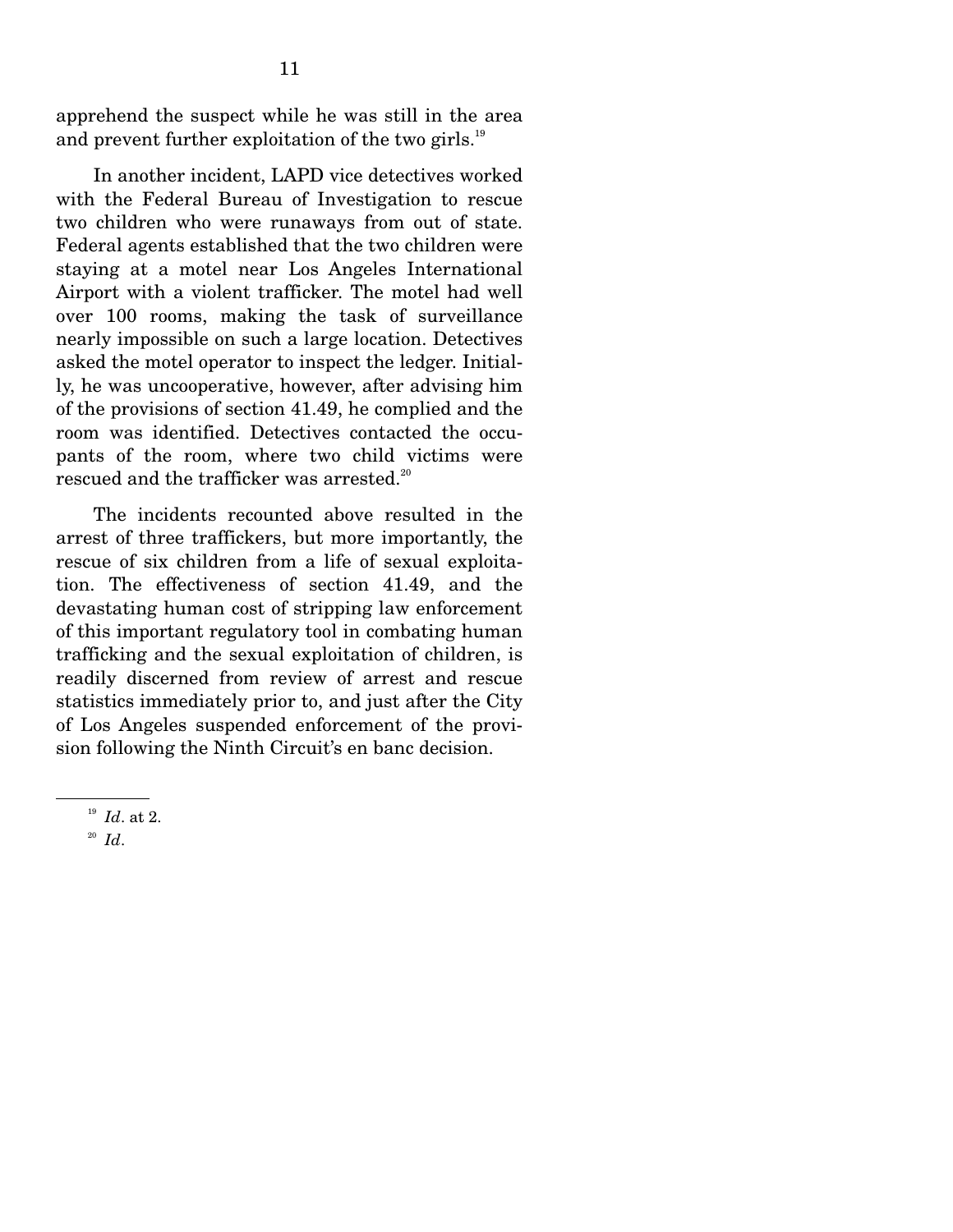apprehend the suspect while he was still in the area and prevent further exploitation of the two girls.[19]

In another incident, LAPD vice detectives worked with the Federal Bureau of Investigation to rescue two children who were runaways from out of state. Federal agents established that the two children were staying at a motel near Los Angeles International Airport with a violent trafficker. The motel had well over 100 rooms, making the task of surveillance nearly impossible on such a large location. Detectives asked the motel operator to inspect the ledger. Initially, he was uncooperative, however, after advising him of the provisions of section 41.49, he complied and the room was identified. Detectives contacted the occupants of the room, where two child victims were rescued and the trafficker was arrested.[20]

The incidents recounted above resulted in the arrest of three traffickers, but more importantly, the rescue of six children from a life of sexual exploitation. The effectiveness of section 41.49, and the devastating human cost of stripping law enforcement of this important regulatory tool in combating human trafficking and the sexual exploitation of children, is readily discerned from review of arrest and rescue statistics immediately prior to, and just after the City of Los Angeles suspended enforcement of the provision following the Ninth Circuit's en banc decision.

---

[19] *Id*. at 2.

[20] *Id*.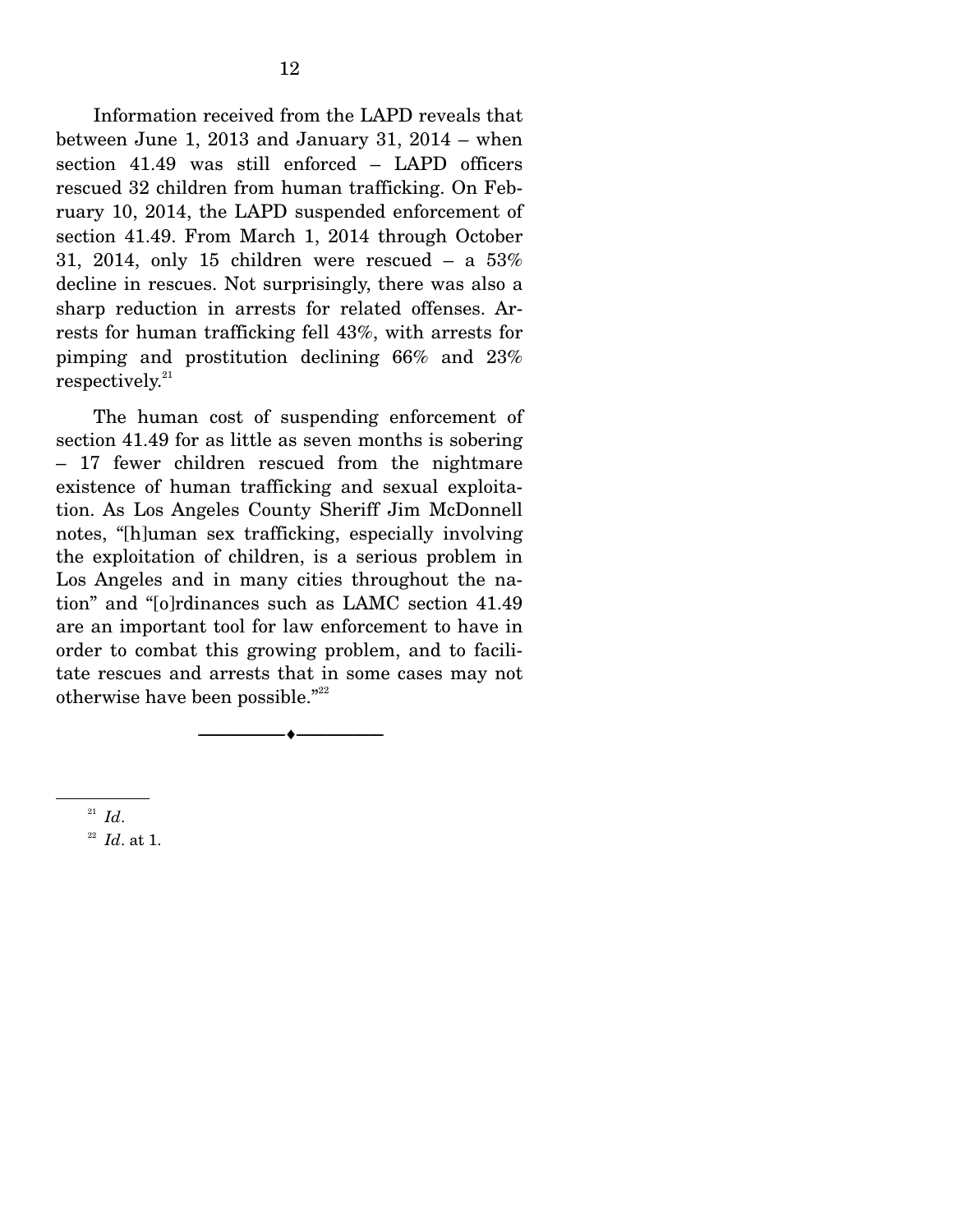Information received from the LAPD reveals that between June 1, 2013 and January 31, 2014 – when section 41.49 was still enforced – LAPD officers rescued 32 children from human trafficking. On February 10, 2014, the LAPD suspended enforcement of section 41.49. From March 1, 2014 through October 31, 2014, only 15 children were rescued – a 53% decline in rescues. Not surprisingly, there was also a sharp reduction in arrests for related offenses. Arrests for human trafficking fell 43%, with arrests for pimping and prostitution declining 66% and 23% respectively.[21]

The human cost of suspending enforcement of section 41.49 for as little as seven months is sobering – 17 fewer children rescued from the nightmare existence of human trafficking and sexual exploitation. As Los Angeles County Sheriff Jim McDonnell notes, "[h]uman sex trafficking, especially involving the exploitation of children, is a serious problem in Los Angeles and in many cities throughout the nation" and "[o]rdinances such as LAMC section 41.49 are an important tool for law enforcement to have in order to combat this growing problem, and to facilitate rescues and arrests that in some cases may not otherwise have been possible."[22]

---

[21] *Id*.

[22] *Id*. at 1.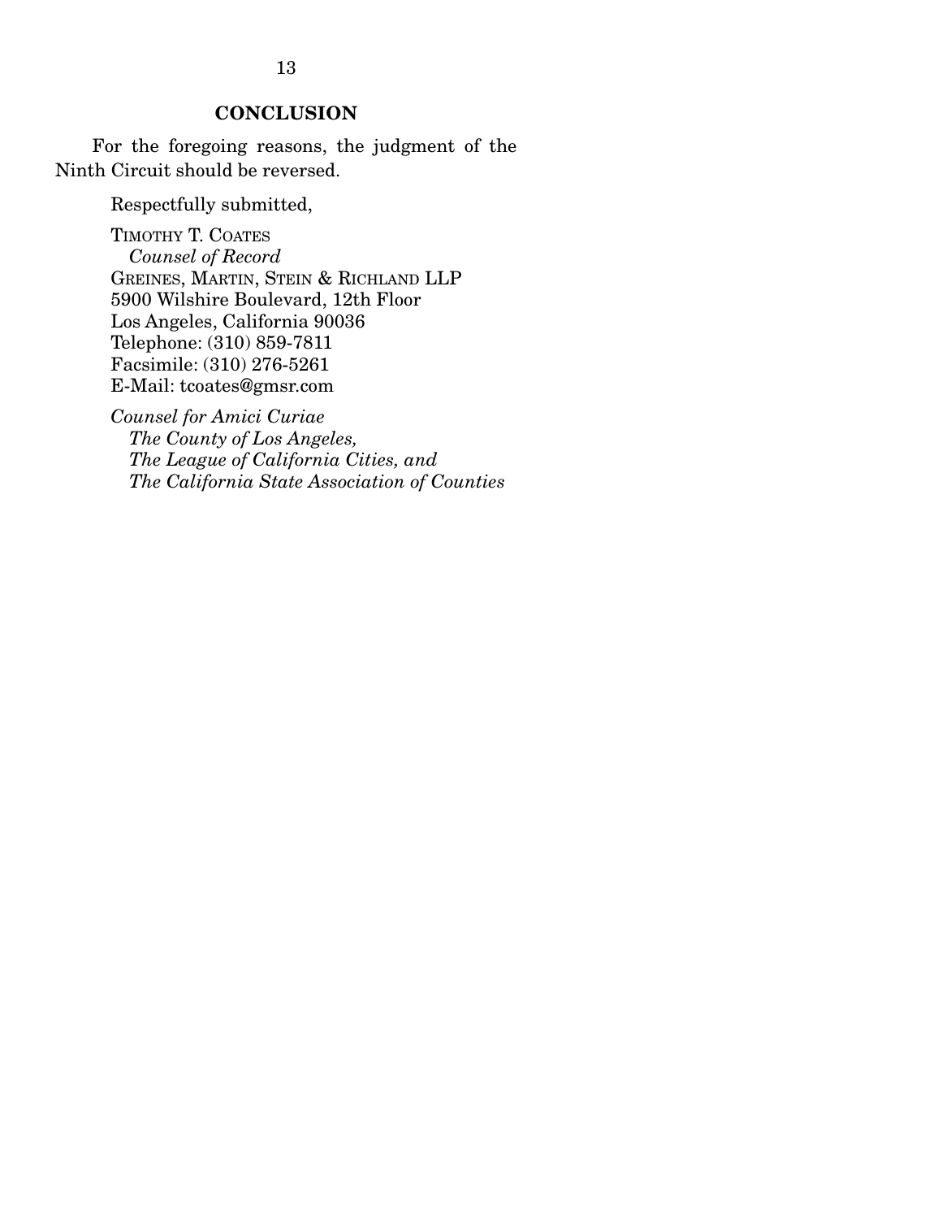## CONCLUSION

For the foregoing reasons, the judgment of the Ninth Circuit should be reversed.

Respectfully submitted,

TIMOTHY T. COATES
*Counsel of Record*
GREINES, MARTIN, STEIN & RICHLAND LLP
5900 Wilshire Boulevard, 12th Floor
Los Angeles, California 90036
Telephone: (310) 859-7811
Facsimile: (310) 276-5261
E-Mail: tcoates@gmsr.com

*Counsel for Amici Curiae*
*The County of Los Angeles,*
*The League of California Cities, and*
*The California State Association of Counties*